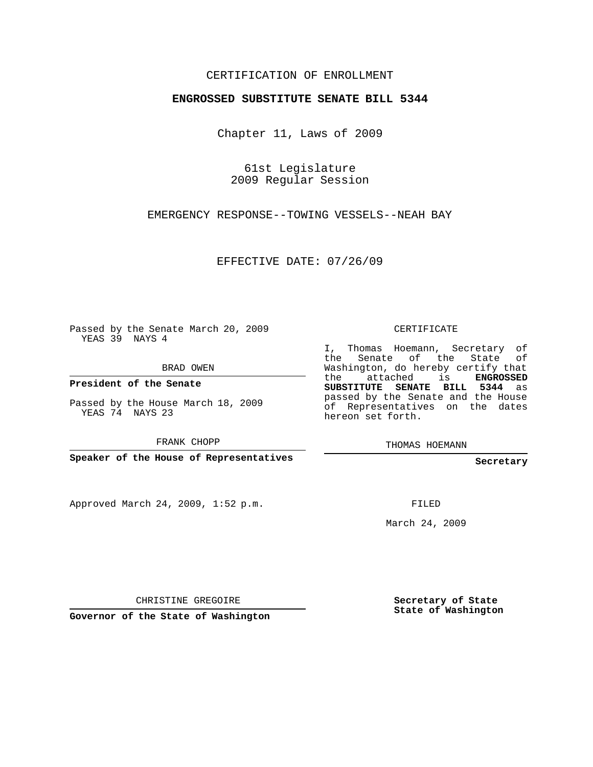CERTIFICATION OF ENROLLMENT

**ENGROSSED SUBSTITUTE SENATE BILL 5344**

Chapter 11, Laws of 2009

61st Legislature
2009 Regular Session

EMERGENCY RESPONSE--TOWING VESSELS--NEAH BAY

EFFECTIVE DATE: 07/26/09

Passed by the Senate March 20, 2009
YEAS 39 NAYS 4

BRAD OWEN

**President of the Senate**

Passed by the House March 18, 2009
YEAS 74 NAYS 23

FRANK CHOPP

**Speaker of the House of Representatives**

Approved March 24, 2009, 1:52 p.m.

CHRISTINE GREGOIRE

**Governor of the State of Washington**

CERTIFICATE

I, Thomas Hoemann, Secretary of the Senate of the State of Washington, do hereby certify that the attached is **ENGROSSED SUBSTITUTE SENATE BILL 5344** as passed by the Senate and the House of Representatives on the dates hereon set forth.

THOMAS HOEMANN

**Secretary**

FILED

March 24, 2009

**Secretary of State**
**State of Washington**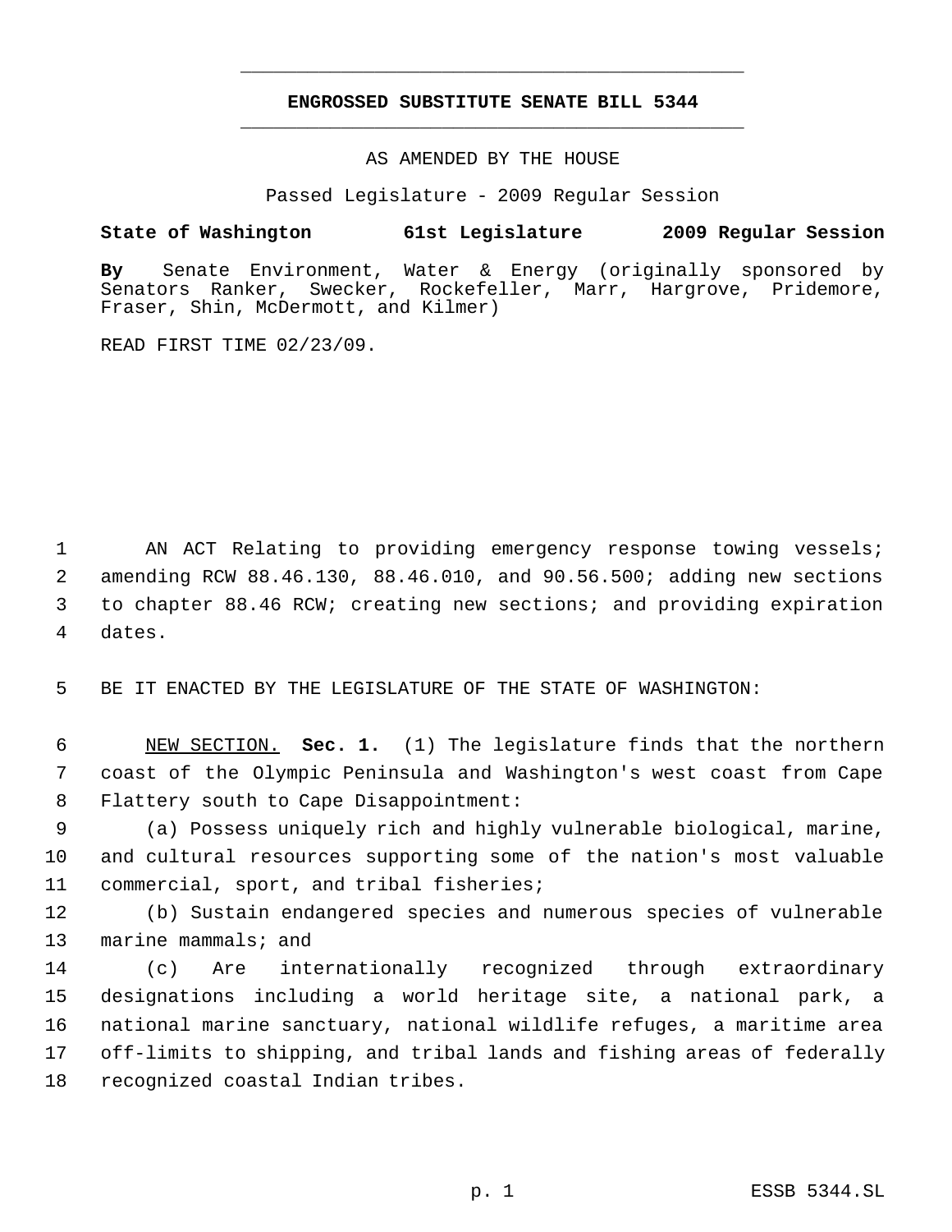# ENGROSSED SUBSTITUTE SENATE BILL 5344

AS AMENDED BY THE HOUSE

Passed Legislature - 2009 Regular Session

**State of Washington 61st Legislature 2009 Regular Session**

**By** Senate Environment, Water & Energy (originally sponsored by Senators Ranker, Swecker, Rockefeller, Marr, Hargrove, Pridemore, Fraser, Shin, McDermott, and Kilmer)

READ FIRST TIME 02/23/09.

AN ACT Relating to providing emergency response towing vessels; amending RCW 88.46.130, 88.46.010, and 90.56.500; adding new sections to chapter 88.46 RCW; creating new sections; and providing expiration dates.

BE IT ENACTED BY THE LEGISLATURE OF THE STATE OF WASHINGTON:

NEW SECTION. **Sec. 1.** (1) The legislature finds that the northern coast of the Olympic Peninsula and Washington's west coast from Cape Flattery south to Cape Disappointment:

(a) Possess uniquely rich and highly vulnerable biological, marine, and cultural resources supporting some of the nation's most valuable commercial, sport, and tribal fisheries;

(b) Sustain endangered species and numerous species of vulnerable marine mammals; and

(c) Are internationally recognized through extraordinary designations including a world heritage site, a national park, a national marine sanctuary, national wildlife refuges, a maritime area off-limits to shipping, and tribal lands and fishing areas of federally recognized coastal Indian tribes.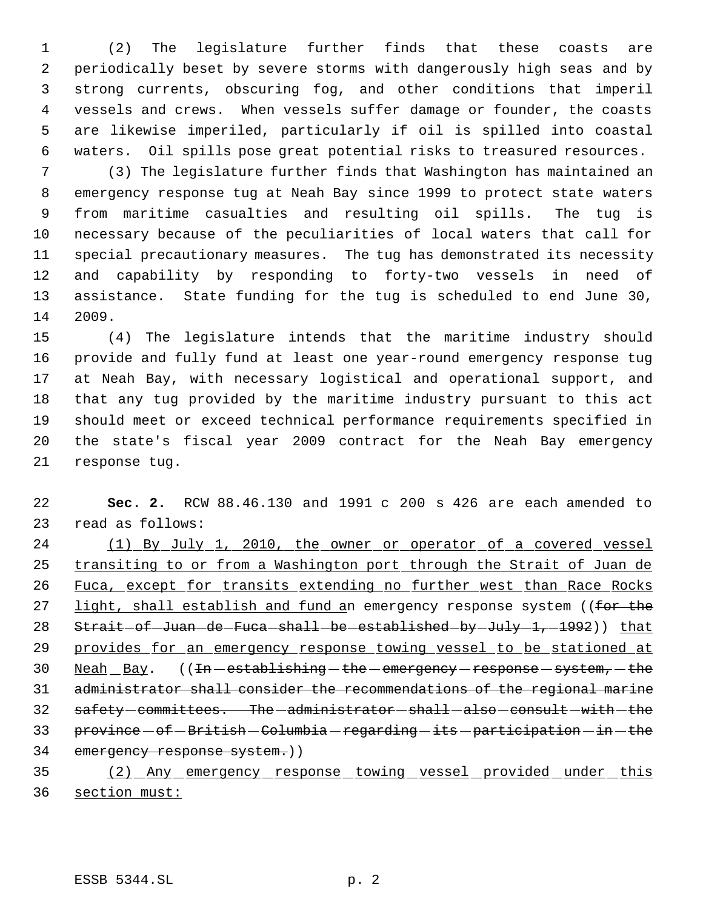(2) The legislature further finds that these coasts are periodically beset by severe storms with dangerously high seas and by strong currents, obscuring fog, and other conditions that imperil vessels and crews. When vessels suffer damage or founder, the coasts are likewise imperiled, particularly if oil is spilled into coastal waters. Oil spills pose great potential risks to treasured resources.

(3) The legislature further finds that Washington has maintained an emergency response tug at Neah Bay since 1999 to protect state waters from maritime casualties and resulting oil spills. The tug is necessary because of the peculiarities of local waters that call for special precautionary measures. The tug has demonstrated its necessity and capability by responding to forty-two vessels in need of assistance. State funding for the tug is scheduled to end June 30, 2009.

(4) The legislature intends that the maritime industry should provide and fully fund at least one year-round emergency response tug at Neah Bay, with necessary logistical and operational support, and that any tug provided by the maritime industry pursuant to this act should meet or exceed technical performance requirements specified in the state's fiscal year 2009 contract for the Neah Bay emergency response tug.

**Sec. 2.** RCW 88.46.130 and 1991 c 200 s 426 are each amended to read as follows:

<u>(1) By July 1, 2010, the owner or operator of a covered vessel transiting to or from a Washington port through the Strait of Juan de Fuca, except for transits extending no further west than Race Rocks light, shall establish and fund a</u>n emergency response system ((~~for the Strait of Juan de Fuca shall be established by July 1, 1992~~)) <u>that provides for an emergency response towing vessel to be stationed at Neah Bay</u>. ((~~In establishing the emergency response system, the administrator shall consider the recommendations of the regional marine safety committees. The administrator shall also consult with the province of British Columbia regarding its participation in the emergency response system.~~))

<u>(2) Any emergency response towing vessel provided under this section must:</u>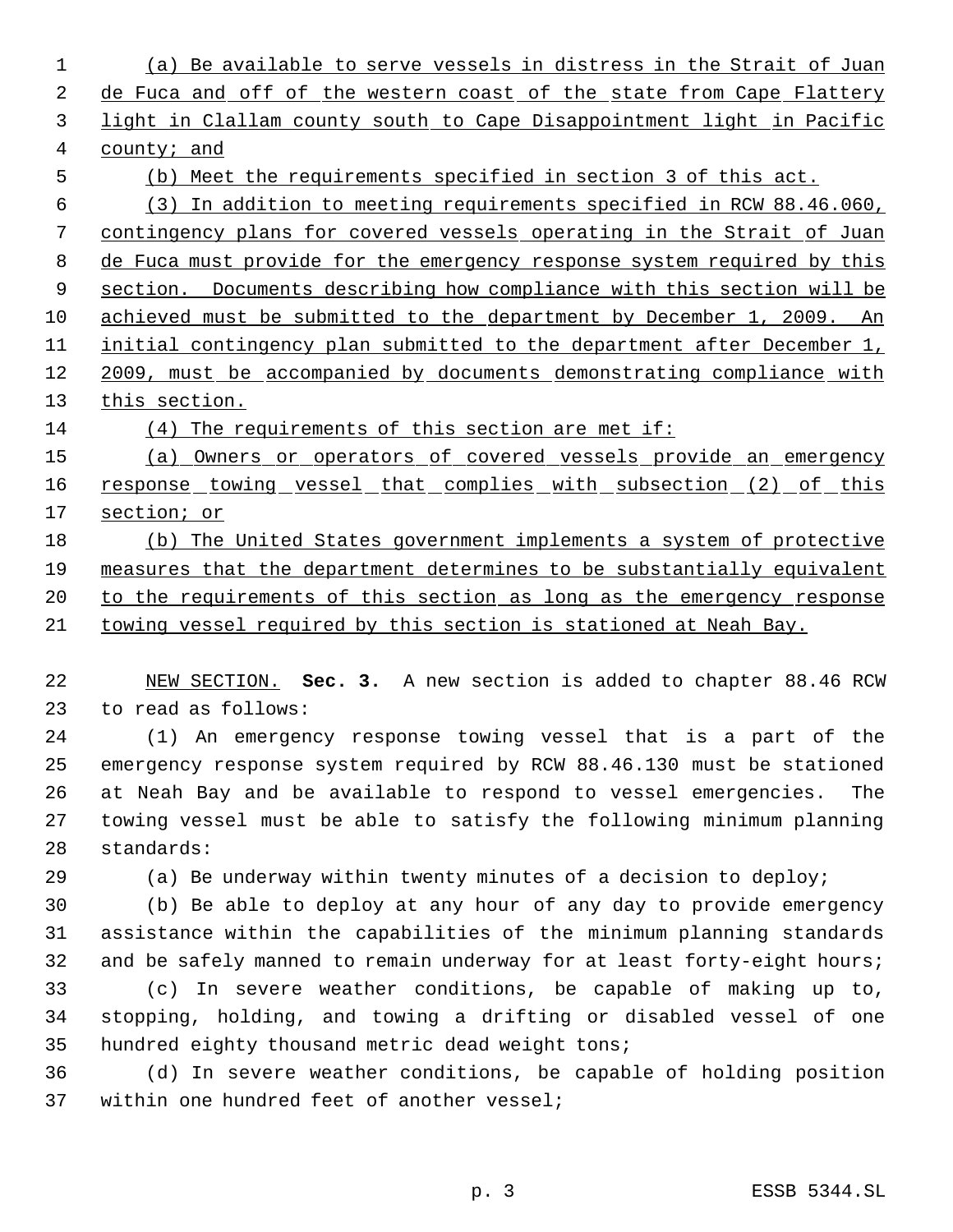(a) Be available to serve vessels in distress in the Strait of Juan de Fuca and off of the western coast of the state from Cape Flattery light in Clallam county south to Cape Disappointment light in Pacific county; and

(b) Meet the requirements specified in section 3 of this act.

(3) In addition to meeting requirements specified in RCW 88.46.060, contingency plans for covered vessels operating in the Strait of Juan de Fuca must provide for the emergency response system required by this section. Documents describing how compliance with this section will be achieved must be submitted to the department by December 1, 2009. An initial contingency plan submitted to the department after December 1, 2009, must be accompanied by documents demonstrating compliance with this section.

(4) The requirements of this section are met if:

(a) Owners or operators of covered vessels provide an emergency response towing vessel that complies with subsection (2) of this section; or

(b) The United States government implements a system of protective measures that the department determines to be substantially equivalent to the requirements of this section as long as the emergency response towing vessel required by this section is stationed at Neah Bay.

NEW SECTION. **Sec. 3.** A new section is added to chapter 88.46 RCW to read as follows:

(1) An emergency response towing vessel that is a part of the emergency response system required by RCW 88.46.130 must be stationed at Neah Bay and be available to respond to vessel emergencies. The towing vessel must be able to satisfy the following minimum planning standards:

(a) Be underway within twenty minutes of a decision to deploy;

(b) Be able to deploy at any hour of any day to provide emergency assistance within the capabilities of the minimum planning standards and be safely manned to remain underway for at least forty-eight hours;

(c) In severe weather conditions, be capable of making up to, stopping, holding, and towing a drifting or disabled vessel of one hundred eighty thousand metric dead weight tons;

(d) In severe weather conditions, be capable of holding position within one hundred feet of another vessel;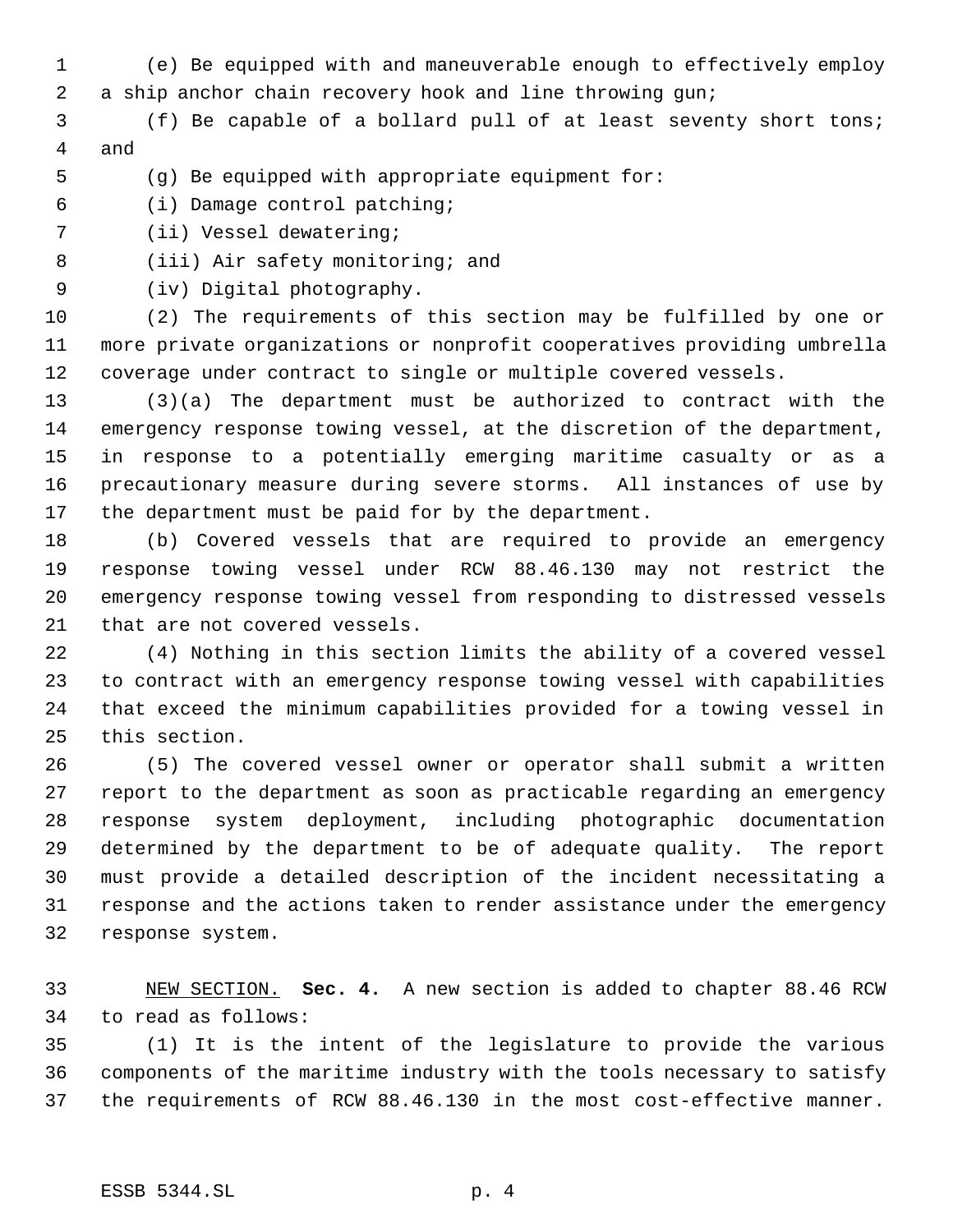(e) Be equipped with and maneuverable enough to effectively employ a ship anchor chain recovery hook and line throwing gun;

(f) Be capable of a bollard pull of at least seventy short tons; and

(g) Be equipped with appropriate equipment for:

(i) Damage control patching;

(ii) Vessel dewatering;

(iii) Air safety monitoring; and

(iv) Digital photography.

(2) The requirements of this section may be fulfilled by one or more private organizations or nonprofit cooperatives providing umbrella coverage under contract to single or multiple covered vessels.

(3)(a) The department must be authorized to contract with the emergency response towing vessel, at the discretion of the department, in response to a potentially emerging maritime casualty or as a precautionary measure during severe storms. All instances of use by the department must be paid for by the department.

(b) Covered vessels that are required to provide an emergency response towing vessel under RCW 88.46.130 may not restrict the emergency response towing vessel from responding to distressed vessels that are not covered vessels.

(4) Nothing in this section limits the ability of a covered vessel to contract with an emergency response towing vessel with capabilities that exceed the minimum capabilities provided for a towing vessel in this section.

(5) The covered vessel owner or operator shall submit a written report to the department as soon as practicable regarding an emergency response system deployment, including photographic documentation determined by the department to be of adequate quality. The report must provide a detailed description of the incident necessitating a response and the actions taken to render assistance under the emergency response system.

NEW SECTION. **Sec. 4.** A new section is added to chapter 88.46 RCW to read as follows:

(1) It is the intent of the legislature to provide the various components of the maritime industry with the tools necessary to satisfy the requirements of RCW 88.46.130 in the most cost-effective manner.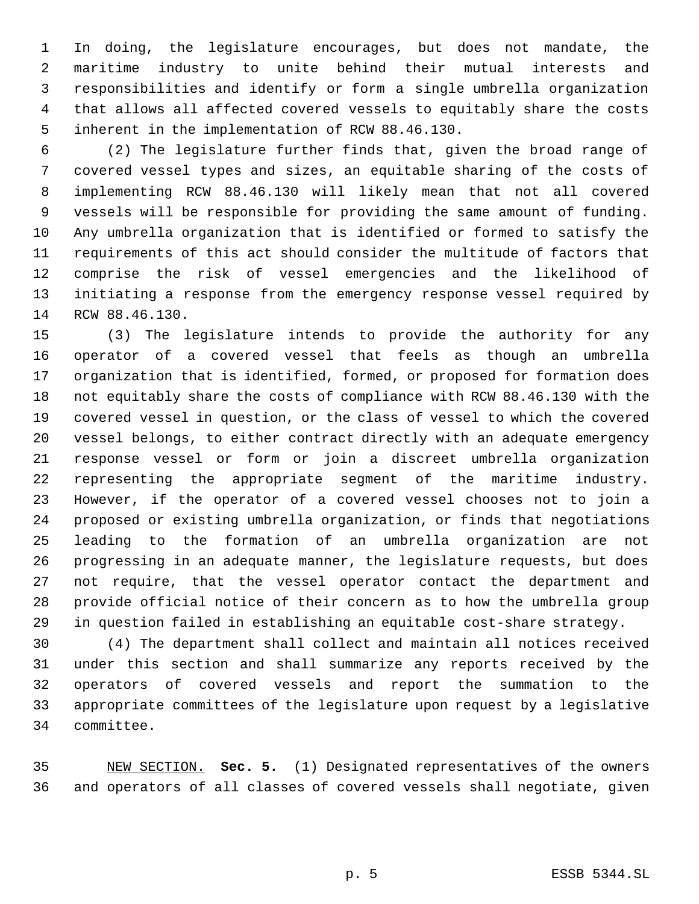In doing, the legislature encourages, but does not mandate, the maritime industry to unite behind their mutual interests and responsibilities and identify or form a single umbrella organization that allows all affected covered vessels to equitably share the costs inherent in the implementation of RCW 88.46.130.

(2) The legislature further finds that, given the broad range of covered vessel types and sizes, an equitable sharing of the costs of implementing RCW 88.46.130 will likely mean that not all covered vessels will be responsible for providing the same amount of funding. Any umbrella organization that is identified or formed to satisfy the requirements of this act should consider the multitude of factors that comprise the risk of vessel emergencies and the likelihood of initiating a response from the emergency response vessel required by RCW 88.46.130.

(3) The legislature intends to provide the authority for any operator of a covered vessel that feels as though an umbrella organization that is identified, formed, or proposed for formation does not equitably share the costs of compliance with RCW 88.46.130 with the covered vessel in question, or the class of vessel to which the covered vessel belongs, to either contract directly with an adequate emergency response vessel or form or join a discreet umbrella organization representing the appropriate segment of the maritime industry. However, if the operator of a covered vessel chooses not to join a proposed or existing umbrella organization, or finds that negotiations leading to the formation of an umbrella organization are not progressing in an adequate manner, the legislature requests, but does not require, that the vessel operator contact the department and provide official notice of their concern as to how the umbrella group in question failed in establishing an equitable cost-share strategy.

(4) The department shall collect and maintain all notices received under this section and shall summarize any reports received by the operators of covered vessels and report the summation to the appropriate committees of the legislature upon request by a legislative committee.

NEW SECTION. **Sec. 5.** (1) Designated representatives of the owners and operators of all classes of covered vessels shall negotiate, given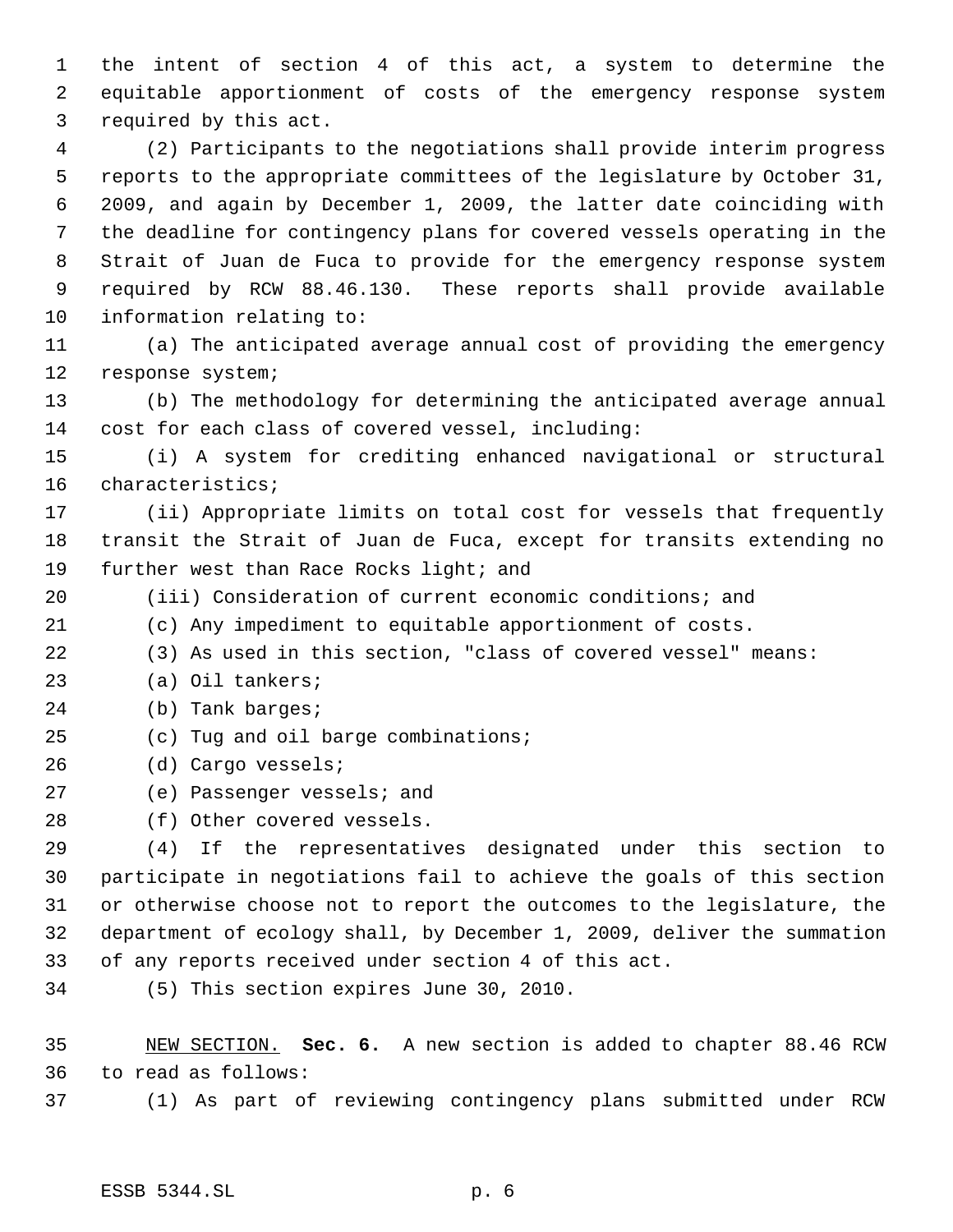the intent of section 4 of this act, a system to determine the equitable apportionment of costs of the emergency response system required by this act.

(2) Participants to the negotiations shall provide interim progress reports to the appropriate committees of the legislature by October 31, 2009, and again by December 1, 2009, the latter date coinciding with the deadline for contingency plans for covered vessels operating in the Strait of Juan de Fuca to provide for the emergency response system required by RCW 88.46.130. These reports shall provide available information relating to:

(a) The anticipated average annual cost of providing the emergency response system;

(b) The methodology for determining the anticipated average annual cost for each class of covered vessel, including:

(i) A system for crediting enhanced navigational or structural characteristics;

(ii) Appropriate limits on total cost for vessels that frequently transit the Strait of Juan de Fuca, except for transits extending no further west than Race Rocks light; and

(iii) Consideration of current economic conditions; and

(c) Any impediment to equitable apportionment of costs.

(3) As used in this section, "class of covered vessel" means:

(a) Oil tankers;

(b) Tank barges;

(c) Tug and oil barge combinations;

(d) Cargo vessels;

(e) Passenger vessels; and

(f) Other covered vessels.

(4) If the representatives designated under this section to participate in negotiations fail to achieve the goals of this section or otherwise choose not to report the outcomes to the legislature, the department of ecology shall, by December 1, 2009, deliver the summation of any reports received under section 4 of this act.

(5) This section expires June 30, 2010.

NEW SECTION. **Sec. 6.** A new section is added to chapter 88.46 RCW to read as follows:

(1) As part of reviewing contingency plans submitted under RCW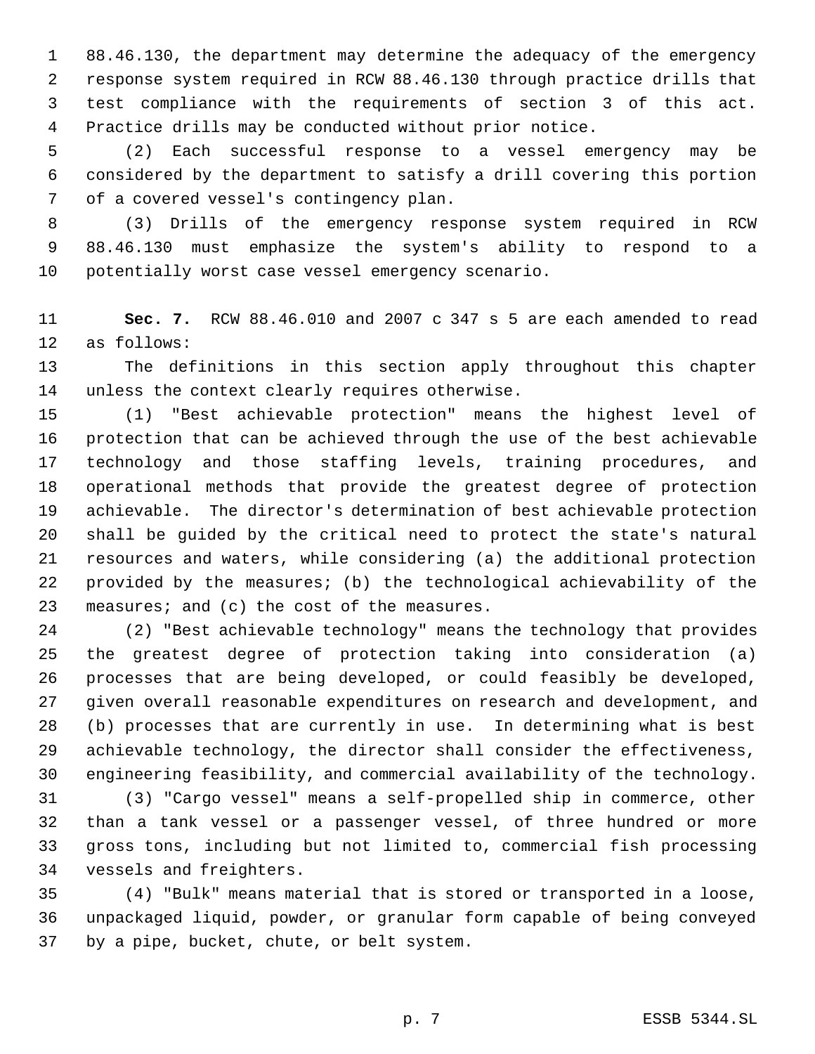88.46.130, the department may determine the adequacy of the emergency response system required in RCW 88.46.130 through practice drills that test compliance with the requirements of section 3 of this act. Practice drills may be conducted without prior notice.

(2) Each successful response to a vessel emergency may be considered by the department to satisfy a drill covering this portion of a covered vessel's contingency plan.

(3) Drills of the emergency response system required in RCW 88.46.130 must emphasize the system's ability to respond to a potentially worst case vessel emergency scenario.

**Sec. 7.** RCW 88.46.010 and 2007 c 347 s 5 are each amended to read as follows:

The definitions in this section apply throughout this chapter unless the context clearly requires otherwise.

(1) "Best achievable protection" means the highest level of protection that can be achieved through the use of the best achievable technology and those staffing levels, training procedures, and operational methods that provide the greatest degree of protection achievable. The director's determination of best achievable protection shall be guided by the critical need to protect the state's natural resources and waters, while considering (a) the additional protection provided by the measures; (b) the technological achievability of the measures; and (c) the cost of the measures.

(2) "Best achievable technology" means the technology that provides the greatest degree of protection taking into consideration (a) processes that are being developed, or could feasibly be developed, given overall reasonable expenditures on research and development, and (b) processes that are currently in use. In determining what is best achievable technology, the director shall consider the effectiveness, engineering feasibility, and commercial availability of the technology.

(3) "Cargo vessel" means a self-propelled ship in commerce, other than a tank vessel or a passenger vessel, of three hundred or more gross tons, including but not limited to, commercial fish processing vessels and freighters.

(4) "Bulk" means material that is stored or transported in a loose, unpackaged liquid, powder, or granular form capable of being conveyed by a pipe, bucket, chute, or belt system.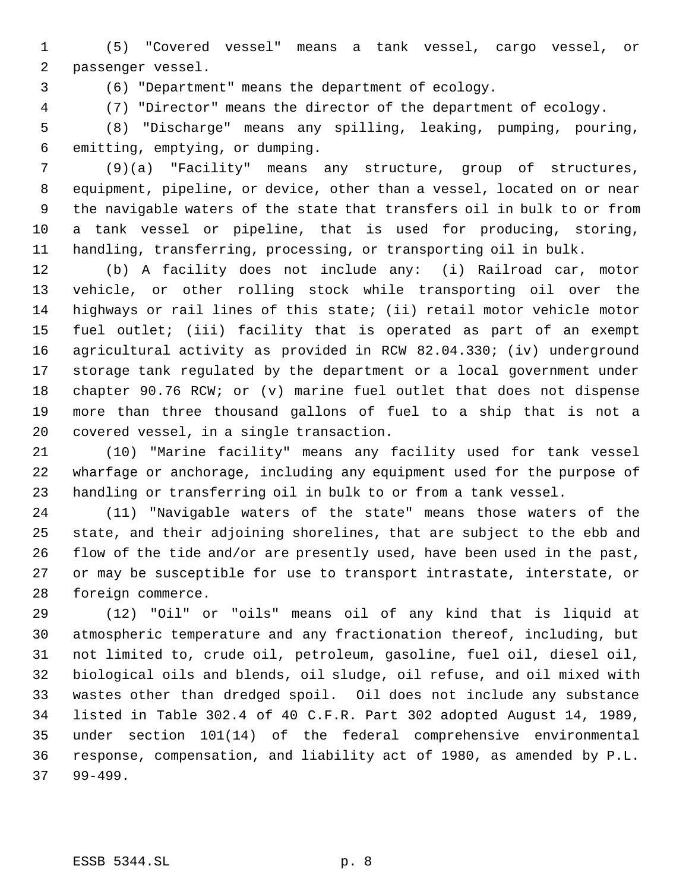(5) "Covered vessel" means a tank vessel, cargo vessel, or passenger vessel.

(6) "Department" means the department of ecology.

(7) "Director" means the director of the department of ecology.

(8) "Discharge" means any spilling, leaking, pumping, pouring, emitting, emptying, or dumping.

(9)(a) "Facility" means any structure, group of structures, equipment, pipeline, or device, other than a vessel, located on or near the navigable waters of the state that transfers oil in bulk to or from a tank vessel or pipeline, that is used for producing, storing, handling, transferring, processing, or transporting oil in bulk.

(b) A facility does not include any: (i) Railroad car, motor vehicle, or other rolling stock while transporting oil over the highways or rail lines of this state; (ii) retail motor vehicle motor fuel outlet; (iii) facility that is operated as part of an exempt agricultural activity as provided in RCW 82.04.330; (iv) underground storage tank regulated by the department or a local government under chapter 90.76 RCW; or (v) marine fuel outlet that does not dispense more than three thousand gallons of fuel to a ship that is not a covered vessel, in a single transaction.

(10) "Marine facility" means any facility used for tank vessel wharfage or anchorage, including any equipment used for the purpose of handling or transferring oil in bulk to or from a tank vessel.

(11) "Navigable waters of the state" means those waters of the state, and their adjoining shorelines, that are subject to the ebb and flow of the tide and/or are presently used, have been used in the past, or may be susceptible for use to transport intrastate, interstate, or foreign commerce.

(12) "Oil" or "oils" means oil of any kind that is liquid at atmospheric temperature and any fractionation thereof, including, but not limited to, crude oil, petroleum, gasoline, fuel oil, diesel oil, biological oils and blends, oil sludge, oil refuse, and oil mixed with wastes other than dredged spoil. Oil does not include any substance listed in Table 302.4 of 40 C.F.R. Part 302 adopted August 14, 1989, under section 101(14) of the federal comprehensive environmental response, compensation, and liability act of 1980, as amended by P.L. 99-499.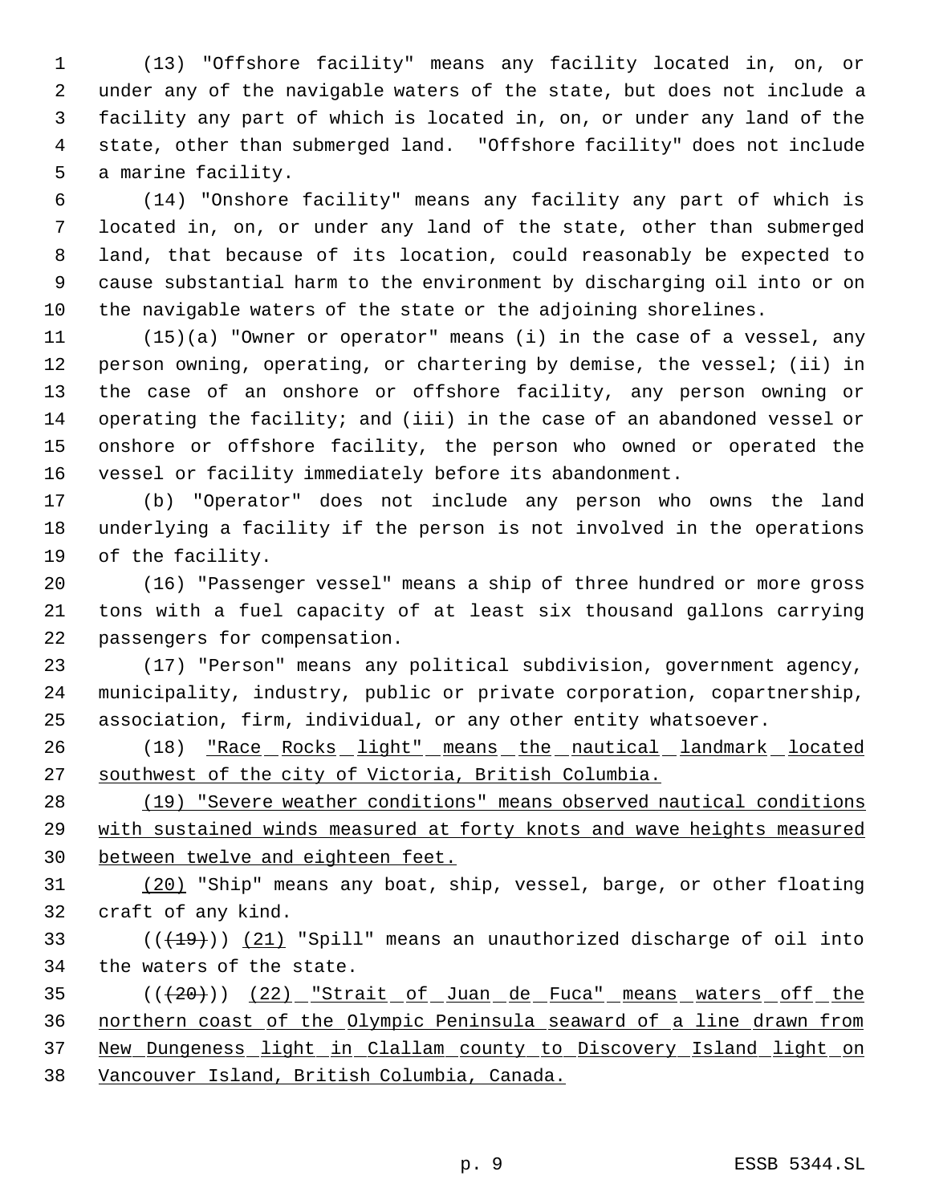(13) "Offshore facility" means any facility located in, on, or under any of the navigable waters of the state, but does not include a facility any part of which is located in, on, or under any land of the state, other than submerged land. "Offshore facility" does not include a marine facility.

(14) "Onshore facility" means any facility any part of which is located in, on, or under any land of the state, other than submerged land, that because of its location, could reasonably be expected to cause substantial harm to the environment by discharging oil into or on the navigable waters of the state or the adjoining shorelines.

(15)(a) "Owner or operator" means (i) in the case of a vessel, any person owning, operating, or chartering by demise, the vessel; (ii) in the case of an onshore or offshore facility, any person owning or operating the facility; and (iii) in the case of an abandoned vessel or onshore or offshore facility, the person who owned or operated the vessel or facility immediately before its abandonment.

(b) "Operator" does not include any person who owns the land underlying a facility if the person is not involved in the operations of the facility.

(16) "Passenger vessel" means a ship of three hundred or more gross tons with a fuel capacity of at least six thousand gallons carrying passengers for compensation.

(17) "Person" means any political subdivision, government agency, municipality, industry, public or private corporation, copartnership, association, firm, individual, or any other entity whatsoever.

(18) <u>"Race Rocks light" means the nautical landmark located southwest of the city of Victoria, British Columbia.</u>

<u>(19) "Severe weather conditions" means observed nautical conditions with sustained winds measured at forty knots and wave heights measured between twelve and eighteen feet.</u>

<u>(20)</u> "Ship" means any boat, ship, vessel, barge, or other floating craft of any kind.

((~~(19)~~)) <u>(21)</u> "Spill" means an unauthorized discharge of oil into the waters of the state.

((~~(20)~~)) <u>(22) "Strait of Juan de Fuca" means waters off the northern coast of the Olympic Peninsula seaward of a line drawn from New Dungeness light in Clallam county to Discovery Island light on Vancouver Island, British Columbia, Canada.</u>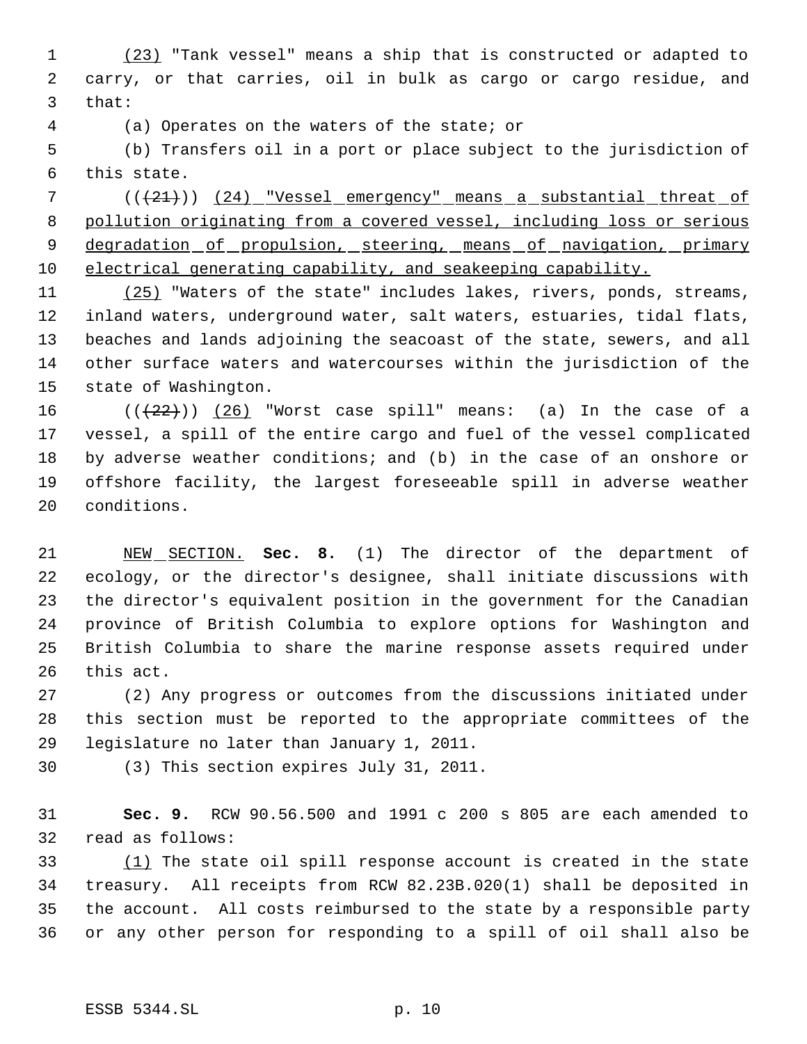(23) "Tank vessel" means a ship that is constructed or adapted to carry, or that carries, oil in bulk as cargo or cargo residue, and that:

(a) Operates on the waters of the state; or

(b) Transfers oil in a port or place subject to the jurisdiction of this state.

(((21))) (24) "Vessel emergency" means a substantial threat of pollution originating from a covered vessel, including loss or serious degradation of propulsion, steering, means of navigation, primary electrical generating capability, and seakeeping capability.

(25) "Waters of the state" includes lakes, rivers, ponds, streams, inland waters, underground water, salt waters, estuaries, tidal flats, beaches and lands adjoining the seacoast of the state, sewers, and all other surface waters and watercourses within the jurisdiction of the state of Washington.

(((22))) (26) "Worst case spill" means: (a) In the case of a vessel, a spill of the entire cargo and fuel of the vessel complicated by adverse weather conditions; and (b) in the case of an onshore or offshore facility, the largest foreseeable spill in adverse weather conditions.

NEW SECTION. **Sec. 8.** (1) The director of the department of ecology, or the director's designee, shall initiate discussions with the director's equivalent position in the government for the Canadian province of British Columbia to explore options for Washington and British Columbia to share the marine response assets required under this act.

(2) Any progress or outcomes from the discussions initiated under this section must be reported to the appropriate committees of the legislature no later than January 1, 2011.

(3) This section expires July 31, 2011.

**Sec. 9.** RCW 90.56.500 and 1991 c 200 s 805 are each amended to read as follows:

(1) The state oil spill response account is created in the state treasury. All receipts from RCW 82.23B.020(1) shall be deposited in the account. All costs reimbursed to the state by a responsible party or any other person for responding to a spill of oil shall also be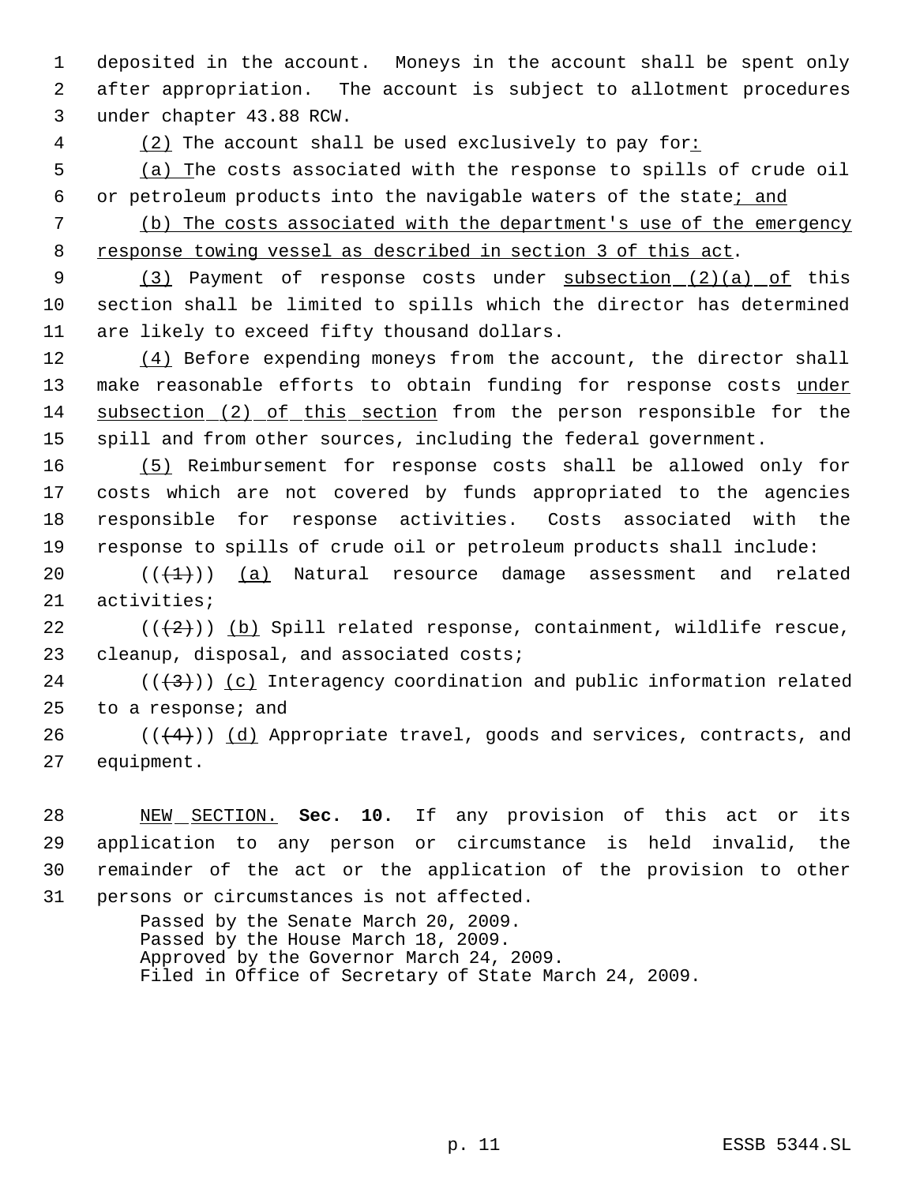deposited in the account. Moneys in the account shall be spent only after appropriation. The account is subject to allotment procedures under chapter 43.88 RCW.

(2) The account shall be used exclusively to pay for:

(a) The costs associated with the response to spills of crude oil or petroleum products into the navigable waters of the state; and

(b) The costs associated with the department's use of the emergency response towing vessel as described in section 3 of this act.

(3) Payment of response costs under subsection (2)(a) of this section shall be limited to spills which the director has determined are likely to exceed fifty thousand dollars.

(4) Before expending moneys from the account, the director shall make reasonable efforts to obtain funding for response costs under subsection (2) of this section from the person responsible for the spill and from other sources, including the federal government.

(5) Reimbursement for response costs shall be allowed only for costs which are not covered by funds appropriated to the agencies responsible for response activities. Costs associated with the response to spills of crude oil or petroleum products shall include:

(((1))) (a) Natural resource damage assessment and related activities;

(((2))) (b) Spill related response, containment, wildlife rescue, cleanup, disposal, and associated costs;

(((3))) (c) Interagency coordination and public information related to a response; and

(((4))) (d) Appropriate travel, goods and services, contracts, and equipment.

NEW SECTION. **Sec. 10.** If any provision of this act or its application to any person or circumstance is held invalid, the remainder of the act or the application of the provision to other persons or circumstances is not affected.

Passed by the Senate March 20, 2009.
Passed by the House March 18, 2009.
Approved by the Governor March 24, 2009.
Filed in Office of Secretary of State March 24, 2009.